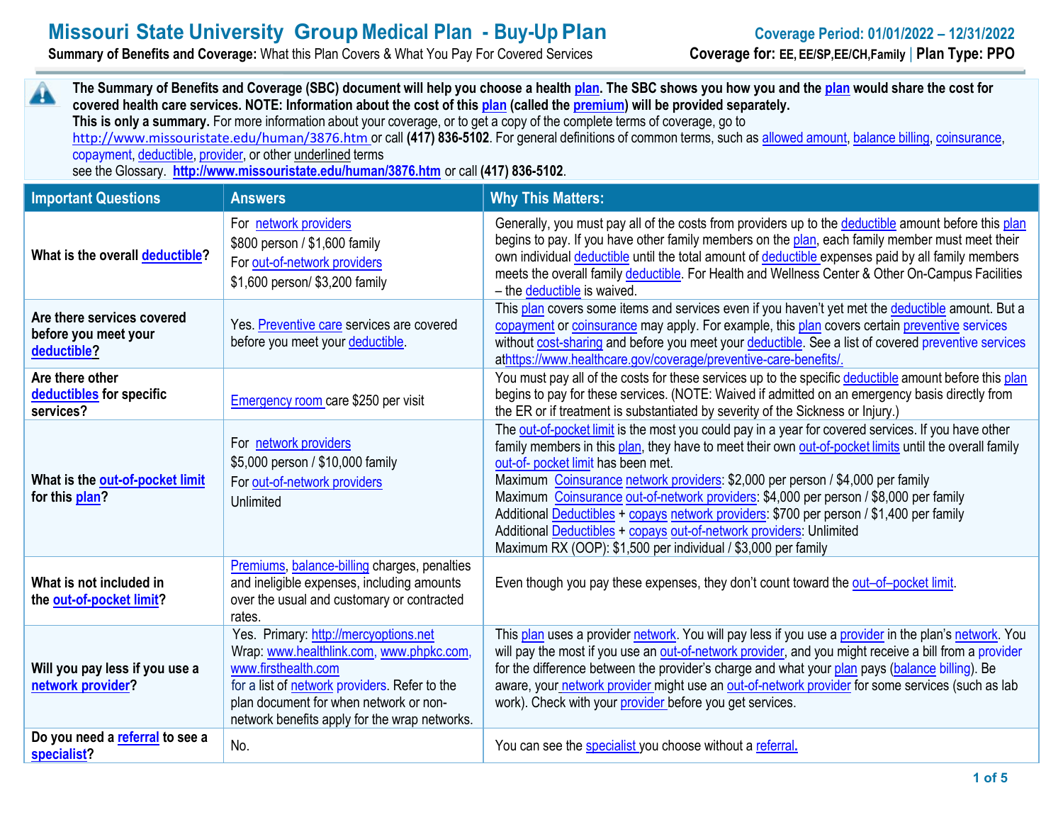# Missouri State University Group Medical Plan - Buy-Up Plan

**Coverage Period: 01/01/2022 – 12/31/2022**

**Summary of Benefits and Coverage:** What this Plan Covers & What You Pay For Covered Services

**Coverage for:** EE, EE/SP,EE/CH,Family | **Plan Type: PPO**

**The Summary of Benefits and Coverage (SBC) document will help you choose a health plan. The SBC shows you how you and the plan would share the cost for covered health care services. NOTE: Information about the cost of this plan (called the premium) will be provided separately.**
**This is only a summary.** For more information about your coverage, or to get a copy of the complete terms of coverage, go to http://www.missouristate.edu/human/3876.htm or call **(417) 836-5102**. For general definitions of common terms, such as allowed amount, balance billing, coinsurance, copayment, deductible, provider, or other underlined terms see the Glossary. **http://www.missouristate.edu/human/3876.htm** or call **(417) 836-5102**.

| Important Questions | Answers | Why This Matters: |
|---|---|---|
| **What is the overall deductible?** | For network providers<br>$800 person / $1,600 family<br>For out-of-network providers<br>$1,600 person/ $3,200 family | Generally, you must pay all of the costs from providers up to the deductible amount before this plan begins to pay. If you have other family members on the plan, each family member must meet their own individual deductible until the total amount of deductible expenses paid by all family members meets the overall family deductible. For Health and Wellness Center & Other On-Campus Facilities – the deductible is waived. |
| **Are there services covered before you meet your deductible?** | Yes. Preventive care services are covered before you meet your deductible. | This plan covers some items and services even if you haven't yet met the deductible amount. But a copayment or coinsurance may apply. For example, this plan covers certain preventive services without cost-sharing and before you meet your deductible. See a list of covered preventive services athttps://www.healthcare.gov/coverage/preventive-care-benefits/. |
| **Are there other deductibles for specific services?** | Emergency room care $250 per visit | You must pay all of the costs for these services up to the specific deductible amount before this plan begins to pay for these services. (NOTE: Waived if admitted on an emergency basis directly from the ER or if treatment is substantiated by severity of the Sickness or Injury.) |
| **What is the out-of-pocket limit for this plan?** | For network providers<br>$5,000 person / $10,000 family<br>For out-of-network providers<br>Unlimited | The out-of-pocket limit is the most you could pay in a year for covered services. If you have other family members in this plan, they have to meet their own out-of-pocket limits until the overall family out-of- pocket limit has been met.<br>Maximum Coinsurance network providers: $2,000 per person / $4,000 per family<br>Maximum Coinsurance out-of-network providers: $4,000 per person / $8,000 per family<br>Additional Deductibles + copays network providers: $700 per person / $1,400 per family<br>Additional Deductibles + copays out-of-network providers: Unlimited<br>Maximum RX (OOP): $1,500 per individual / $3,000 per family |
| **What is not included in the out-of-pocket limit?** | Premiums, balance-billing charges, penalties and ineligible expenses, including amounts over the usual and customary or contracted rates. | Even though you pay these expenses, they don't count toward the out–of–pocket limit. |
| **Will you pay less if you use a network provider?** | Yes. Primary: http://mercyoptions.net<br>Wrap: www.healthlink.com, www.phpkc.com, www.firsthealth.com for a list of network providers. Refer to the plan document for when network or non-network benefits apply for the wrap networks. | This plan uses a provider network. You will pay less if you use a provider in the plan's network. You will pay the most if you use an out-of-network provider, and you might receive a bill from a provider for the difference between the provider's charge and what your plan pays (balance billing). Be aware, your network provider might use an out-of-network provider for some services (such as lab work). Check with your provider before you get services. |
| **Do you need a referral to see a specialist?** | No. | You can see the specialist you choose without a referral. |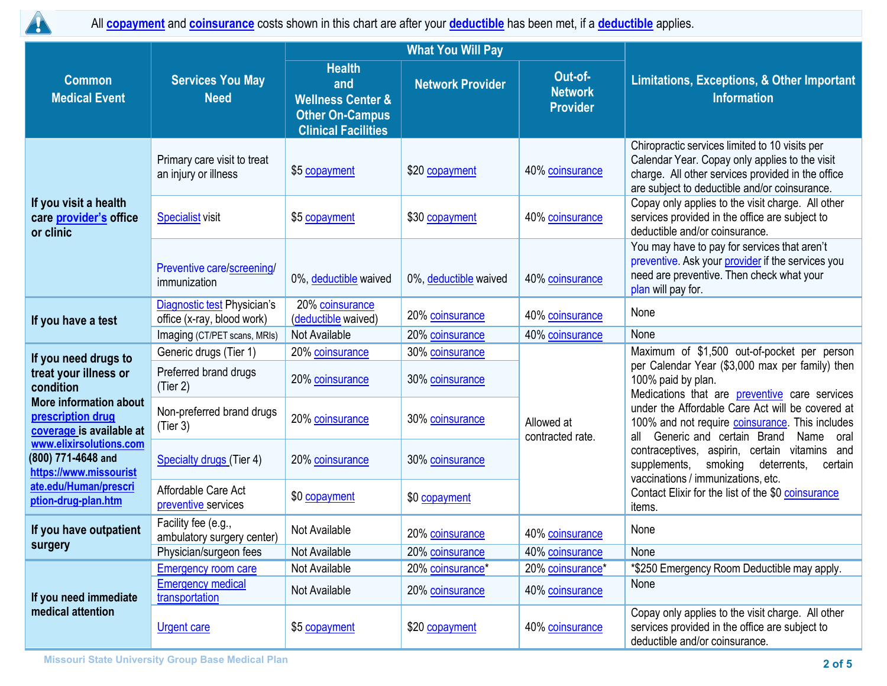All **copayment** and **coinsurance** costs shown in this chart are after your **deductible** has been met, if a **deductible** applies.

| Common Medical Event | Services You May Need | What You Will Pay | | | Limitations, Exceptions, & Other Important Information |
|---|---|---|---|---|---|
| | | Health and Wellness Center & Other On-Campus Clinical Facilities | Network Provider | Out-of-Network Provider | |
| **If you visit a health care provider's office or clinic** | Primary care visit to treat an injury or illness | $5 copayment | $20 copayment | 40% coinsurance | Chiropractic services limited to 10 visits per Calendar Year. Copay only applies to the visit charge. All other services provided in the office are subject to deductible and/or coinsurance. |
| | Specialist visit | $5 copayment | $30 copayment | 40% coinsurance | Copay only applies to the visit charge. All other services provided in the office are subject to deductible and/or coinsurance. |
| | Preventive care/screening/ immunization | 0%, deductible waived | 0%, deductible waived | 40% coinsurance | You may have to pay for services that aren't preventive. Ask your provider if the services you need are preventive. Then check what your plan will pay for. |
| **If you have a test** | Diagnostic test Physician's office (x-ray, blood work) | 20% coinsurance (deductible waived) | 20% coinsurance | 40% coinsurance | None |
| | Imaging (CT/PET scans, MRIs) | Not Available | 20% coinsurance | 40% coinsurance | None |
| **If you need drugs to treat your illness or condition More information about prescription drug coverage is available at www.elixirsolutions.com** (800) 771-4648 and **https://www.missouristate.edu/Human/prescription-drug-plan.htm** | Generic drugs (Tier 1) | 20% coinsurance | 30% coinsurance | Allowed at contracted rate. | Maximum of $1,500 out-of-pocket per person per Calendar Year ($3,000 max per family) then 100% paid by plan. Medications that are preventive care services under the Affordable Care Act will be covered at 100% and not require coinsurance. This includes all Generic and certain Brand Name oral contraceptives, aspirin, certain vitamins and supplements, smoking deterrents, certain vaccinations / immunizations, etc. Contact Elixir for the list of the $0 coinsurance items. |
| | Preferred brand drugs (Tier 2) | 20% coinsurance | 30% coinsurance | | |
| | Non-preferred brand drugs (Tier 3) | 20% coinsurance | 30% coinsurance | | |
| | Specialty drugs (Tier 4) | 20% coinsurance | 30% coinsurance | | |
| | Affordable Care Act preventive services | $0 copayment | $0 copayment | | |
| **If you have outpatient surgery** | Facility fee (e.g., ambulatory surgery center) | Not Available | 20% coinsurance | 40% coinsurance | None |
| | Physician/surgeon fees | Not Available | 20% coinsurance | 40% coinsurance | None |
| **If you need immediate medical attention** | Emergency room care | Not Available | 20% coinsurance* | 20% coinsurance* | *$250 Emergency Room Deductible may apply. |
| | Emergency medical transportation | Not Available | 20% coinsurance | 40% coinsurance | None |
| | Urgent care | $5 copayment | $20 copayment | 40% coinsurance | Copay only applies to the visit charge. All other services provided in the office are subject to deductible and/or coinsurance. |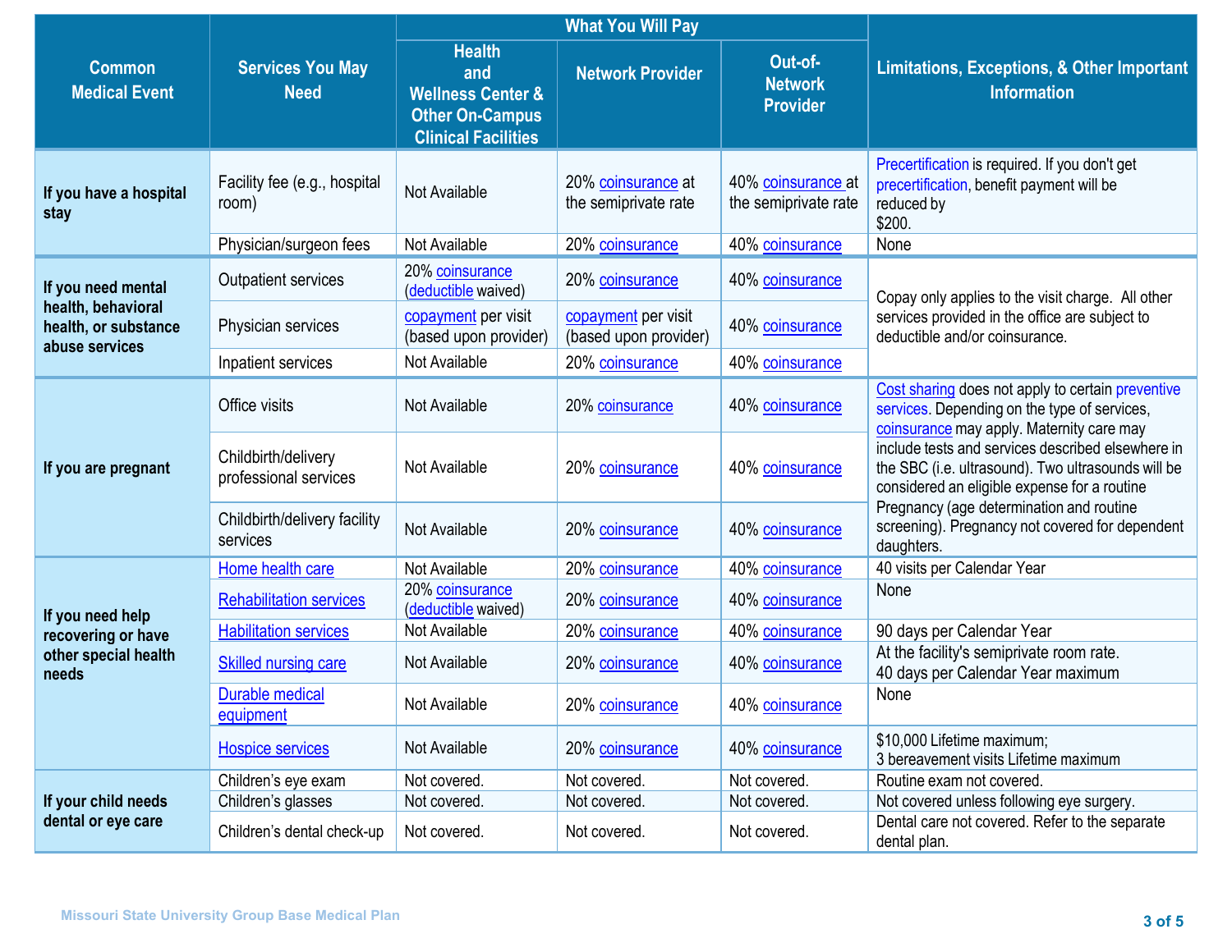| Common Medical Event | Services You May Need | What You Will Pay | | | Limitations, Exceptions, & Other Important Information |
|---|---|---|---|---|---|
| | | Health and Wellness Center & Other On-Campus Clinical Facilities | Network Provider | Out-of-Network Provider | |
| If you have a hospital stay | Facility fee (e.g., hospital room) | Not Available | 20% coinsurance at the semiprivate rate | 40% coinsurance at the semiprivate rate | Precertification is required. If you don't get precertification, benefit payment will be reduced by $200. |
| | Physician/surgeon fees | Not Available | 20% coinsurance | 40% coinsurance | None |
| If you need mental health, behavioral health, or substance abuse services | Outpatient services | 20% coinsurance (deductible waived) | 20% coinsurance | 40% coinsurance | Copay only applies to the visit charge. All other services provided in the office are subject to deductible and/or coinsurance. |
| | Physician services | copayment per visit (based upon provider) | copayment per visit (based upon provider) | 40% coinsurance | |
| | Inpatient services | Not Available | 20% coinsurance | 40% coinsurance | |
| If you are pregnant | Office visits | Not Available | 20% coinsurance | 40% coinsurance | Cost sharing does not apply to certain preventive services. Depending on the type of services, coinsurance may apply. Maternity care may include tests and services described elsewhere in the SBC (i.e. ultrasound). Two ultrasounds will be considered an eligible expense for a routine Pregnancy (age determination and routine screening). Pregnancy not covered for dependent daughters. |
| | Childbirth/delivery professional services | Not Available | 20% coinsurance | 40% coinsurance | |
| | Childbirth/delivery facility services | Not Available | 20% coinsurance | 40% coinsurance | |
| If you need help recovering or have other special health needs | Home health care | Not Available | 20% coinsurance | 40% coinsurance | 40 visits per Calendar Year |
| | Rehabilitation services | 20% coinsurance (deductible waived) | 20% coinsurance | 40% coinsurance | None |
| | Habilitation services | Not Available | 20% coinsurance | 40% coinsurance | 90 days per Calendar Year |
| | Skilled nursing care | Not Available | 20% coinsurance | 40% coinsurance | At the facility's semiprivate room rate. 40 days per Calendar Year maximum |
| | Durable medical equipment | Not Available | 20% coinsurance | 40% coinsurance | None |
| | Hospice services | Not Available | 20% coinsurance | 40% coinsurance | $10,000 Lifetime maximum; 3 bereavement visits Lifetime maximum |
| If your child needs dental or eye care | Children's eye exam | Not covered. | Not covered. | Not covered. | Routine exam not covered. |
| | Children's glasses | Not covered. | Not covered. | Not covered. | Not covered unless following eye surgery. |
| | Children's dental check-up | Not covered. | Not covered. | Not covered. | Dental care not covered. Refer to the separate dental plan. |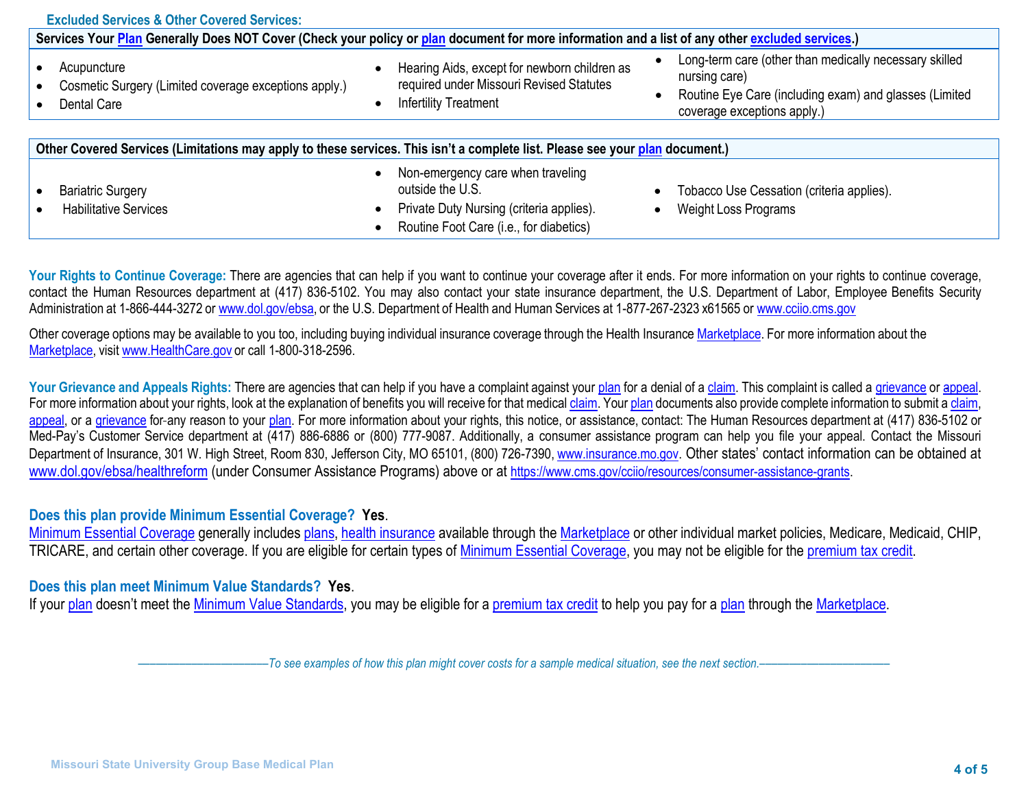## Excluded Services & Other Covered Services:

| Services Your Plan Generally Does NOT Cover (Check your policy or plan document for more information and a list of any other excluded services.) | | |
|---|---|---|
| • Acupuncture<br>• Cosmetic Surgery (Limited coverage exceptions apply.)<br>• Dental Care | • Hearing Aids, except for newborn children as required under Missouri Revised Statutes<br>• Infertility Treatment | • Long-term care (other than medically necessary skilled nursing care)<br>• Routine Eye Care (including exam) and glasses (Limited coverage exceptions apply.) |

| Other Covered Services (Limitations may apply to these services. This isn't a complete list. Please see your plan document.) | | |
|---|---|---|
| • Bariatric Surgery<br>• Habilitative Services | • Non-emergency care when traveling outside the U.S.<br>• Private Duty Nursing (criteria applies).<br>• Routine Foot Care (i.e., for diabetics) | • Tobacco Use Cessation (criteria applies).<br>• Weight Loss Programs |

**Your Rights to Continue Coverage:** There are agencies that can help if you want to continue your coverage after it ends. For more information on your rights to continue coverage, contact the Human Resources department at (417) 836-5102. You may also contact your state insurance department, the U.S. Department of Labor, Employee Benefits Security Administration at 1-866-444-3272 or www.dol.gov/ebsa, or the U.S. Department of Health and Human Services at 1-877-267-2323 x61565 or www.cciio.cms.gov

Other coverage options may be available to you too, including buying individual insurance coverage through the Health Insurance Marketplace. For more information about the Marketplace, visit www.HealthCare.gov or call 1-800-318-2596.

**Your Grievance and Appeals Rights:** There are agencies that can help if you have a complaint against your plan for a denial of a claim. This complaint is called a grievance or appeal. For more information about your rights, look at the explanation of benefits you will receive for that medical claim. Your plan documents also provide complete information to submit a claim, appeal, or a grievance for any reason to your plan. For more information about your rights, this notice, or assistance, contact: The Human Resources department at (417) 836-5102 or Med-Pay's Customer Service department at (417) 886-6886 or (800) 777-9087. Additionally, a consumer assistance program can help you file your appeal. Contact the Missouri Department of Insurance, 301 W. High Street, Room 830, Jefferson City, MO 65101, (800) 726-7390, www.insurance.mo.gov. Other states' contact information can be obtained at www.dol.gov/ebsa/healthreform (under Consumer Assistance Programs) above or at https://www.cms.gov/cciio/resources/consumer-assistance-grants.

**Does this plan provide Minimum Essential Coverage? Yes.**

Minimum Essential Coverage generally includes plans, health insurance available through the Marketplace or other individual market policies, Medicare, Medicaid, CHIP, TRICARE, and certain other coverage. If you are eligible for certain types of Minimum Essential Coverage, you may not be eligible for the premium tax credit.

**Does this plan meet Minimum Value Standards? Yes.**

If your plan doesn't meet the Minimum Value Standards, you may be eligible for a premium tax credit to help you pay for a plan through the Marketplace.

*——————————To see examples of how this plan might cover costs for a sample medical situation, see the next section.——————————*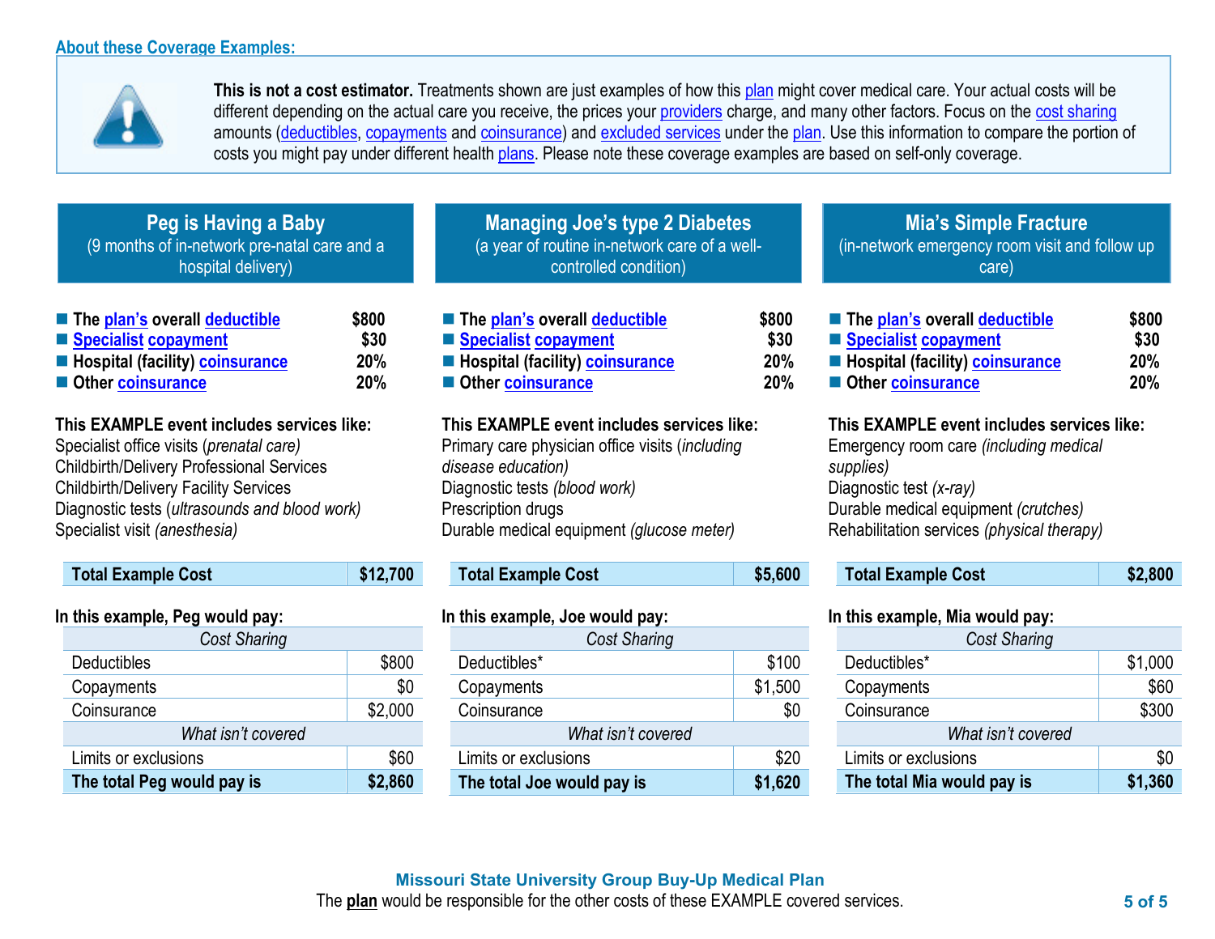## About these Coverage Examples:

**This is not a cost estimator.** Treatments shown are just examples of how this plan might cover medical care. Your actual costs will be different depending on the actual care you receive, the prices your providers charge, and many other factors. Focus on the cost sharing amounts (deductibles, copayments and coinsurance) and excluded services under the plan. Use this information to compare the portion of costs you might pay under different health plans. Please note these coverage examples are based on self-only coverage.

### Peg is Having a Baby
(9 months of in-network pre-natal care and a hospital delivery)

- **The plan's overall deductible** — **$800**
- **Specialist copayment** — **$30**
- **Hospital (facility) coinsurance** — **20%**
- **Other coinsurance** — **20%**

**This EXAMPLE event includes services like:**
Specialist office visits (*prenatal care)*
Childbirth/Delivery Professional Services
Childbirth/Delivery Facility Services
Diagnostic tests (*ultrasounds and blood work)*
Specialist visit *(anesthesia)*

| | |
|---|---|
| **Total Example Cost** | **$12,700** |

**In this example, Peg would pay:**

| *Cost Sharing* | |
|---|---|
| Deductibles | $800 |
| Copayments | $0 |
| Coinsurance | $2,000 |
| *What isn't covered* | |
| Limits or exclusions | $60 |
| **The total Peg would pay is** | **$2,860** |

### Managing Joe's type 2 Diabetes
(a year of routine in-network care of a well-controlled condition)

- **The plan's overall deductible** — **$800**
- **Specialist copayment** — **$30**
- **Hospital (facility) coinsurance** — **20%**
- **Other coinsurance** — **20%**

**This EXAMPLE event includes services like:**
Primary care physician office visits (*including disease education)*
Diagnostic tests *(blood work)*
Prescription drugs
Durable medical equipment *(glucose meter)*

| | |
|---|---|
| **Total Example Cost** | **$5,600** |

**In this example, Joe would pay:**

| *Cost Sharing* | |
|---|---|
| Deductibles* | $100 |
| Copayments | $1,500 |
| Coinsurance | $0 |
| *What isn't covered* | |
| Limits or exclusions | $20 |
| **The total Joe would pay is** | **$1,620** |

### Mia's Simple Fracture
(in-network emergency room visit and follow up care)

- **The plan's overall deductible** — **$800**
- **Specialist copayment** — **$30**
- **Hospital (facility) coinsurance** — **20%**
- **Other coinsurance** — **20%**

**This EXAMPLE event includes services like:**
Emergency room care *(including medical supplies)*
Diagnostic test *(x-ray)*
Durable medical equipment *(crutches)*
Rehabilitation services *(physical therapy)*

| | |
|---|---|
| **Total Example Cost** | **$2,800** |

**In this example, Mia would pay:**

| *Cost Sharing* | |
|---|---|
| Deductibles* | $1,000 |
| Copayments | $60 |
| Coinsurance | $300 |
| *What isn't covered* | |
| Limits or exclusions | $0 |
| **The total Mia would pay is** | **$1,360** |

**Missouri State University Group Buy-Up Medical Plan**

The **plan** would be responsible for the other costs of these EXAMPLE covered services.